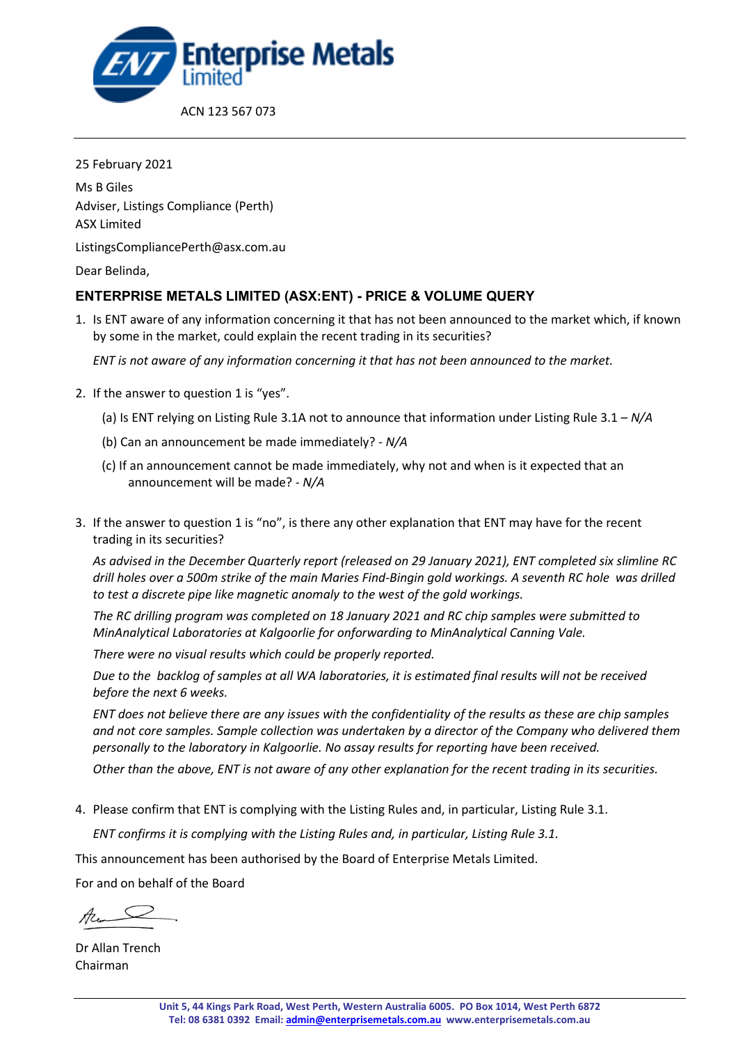Enterprise Metals Limited

ACN 123 567 073

25 February 2021

Ms B Giles
Adviser, Listings Compliance (Perth)
ASX Limited

ListingsCompliancePerth@asx.com.au

Dear Belinda,

## ENTERPRISE METALS LIMITED (ASX:ENT) - PRICE & VOLUME QUERY

1. Is ENT aware of any information concerning it that has not been announced to the market which, if known by some in the market, could explain the recent trading in its securities?

   *ENT is not aware of any information concerning it that has not been announced to the market.*

2. If the answer to question 1 is "yes".

   (a) Is ENT relying on Listing Rule 3.1A not to announce that information under Listing Rule 3.1 – *N/A*

   (b) Can an announcement be made immediately? - *N/A*

   (c) If an announcement cannot be made immediately, why not and when is it expected that an announcement will be made? - *N/A*

3. If the answer to question 1 is "no", is there any other explanation that ENT may have for the recent trading in its securities?

   *As advised in the December Quarterly report (released on 29 January 2021), ENT completed six slimline RC drill holes over a 500m strike of the main Maries Find-Bingin gold workings. A seventh RC hole was drilled to test a discrete pipe like magnetic anomaly to the west of the gold workings.*

   *The RC drilling program was completed on 18 January 2021 and RC chip samples were submitted to MinAnalytical Laboratories at Kalgoorlie for onforwarding to MinAnalytical Canning Vale.*

   *There were no visual results which could be properly reported.*

   *Due to the backlog of samples at all WA laboratories, it is estimated final results will not be received before the next 6 weeks.*

   *ENT does not believe there are any issues with the confidentiality of the results as these are chip samples and not core samples. Sample collection was undertaken by a director of the Company who delivered them personally to the laboratory in Kalgoorlie. No assay results for reporting have been received.*

   *Other than the above, ENT is not aware of any other explanation for the recent trading in its securities.*

4. Please confirm that ENT is complying with the Listing Rules and, in particular, Listing Rule 3.1.

   *ENT confirms it is complying with the Listing Rules and, in particular, Listing Rule 3.1.*

This announcement has been authorised by the Board of Enterprise Metals Limited.

For and on behalf of the Board

Dr Allan Trench
Chairman

Unit 5, 44 Kings Park Road, West Perth, Western Australia 6005. PO Box 1014, West Perth 6872
Tel: 08 6381 0392 Email: admin@enterprisemetals.com.au www.enterprisemetals.com.au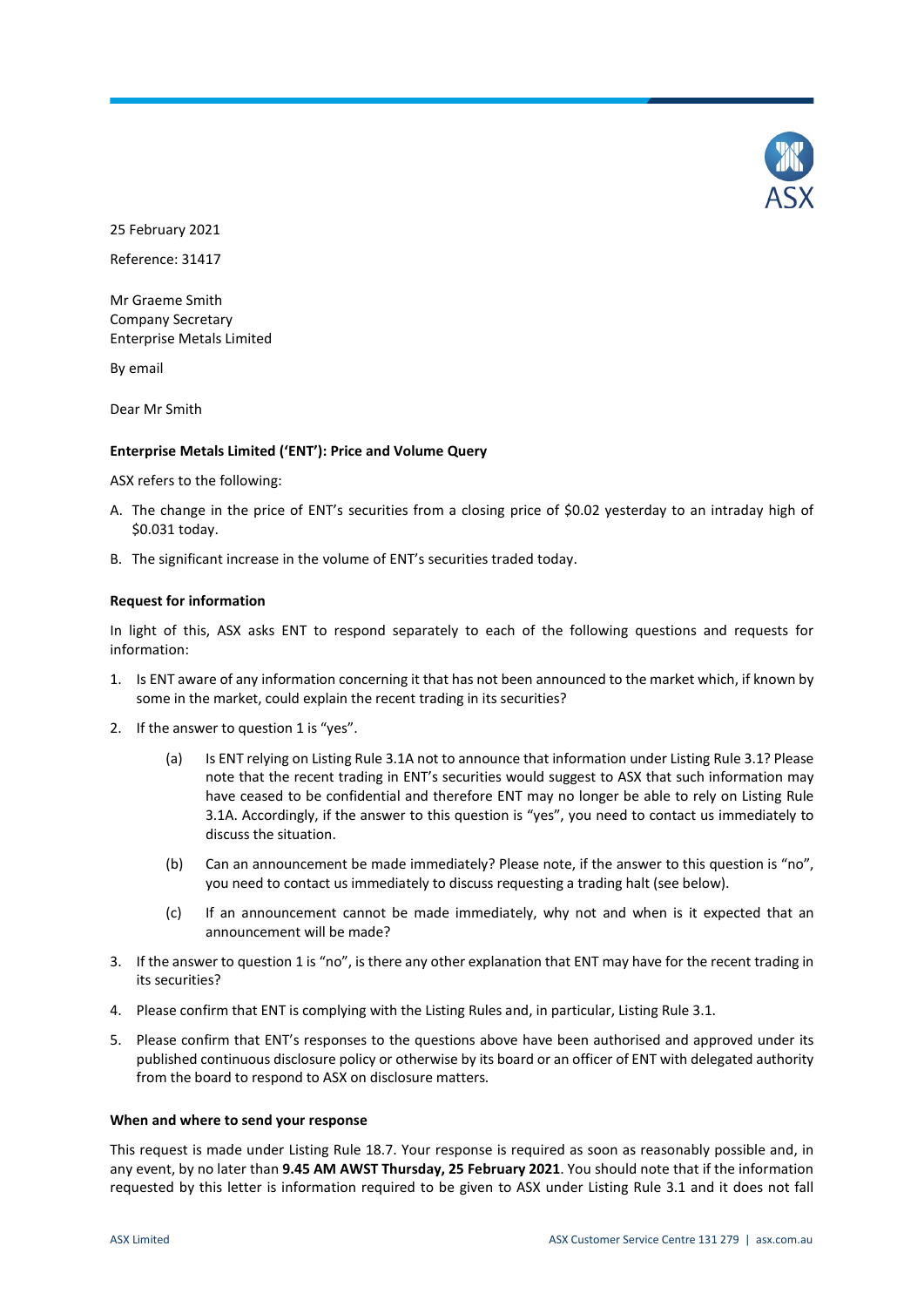25 February 2021

Reference: 31417

Mr Graeme Smith
Company Secretary
Enterprise Metals Limited

By email

Dear Mr Smith

**Enterprise Metals Limited ('ENT'): Price and Volume Query**

ASX refers to the following:

A. The change in the price of ENT's securities from a closing price of $0.02 yesterday to an intraday high of $0.031 today.

B. The significant increase in the volume of ENT's securities traded today.

**Request for information**

In light of this, ASX asks ENT to respond separately to each of the following questions and requests for information:

1. Is ENT aware of any information concerning it that has not been announced to the market which, if known by some in the market, could explain the recent trading in its securities?

2. If the answer to question 1 is "yes".

   (a) Is ENT relying on Listing Rule 3.1A not to announce that information under Listing Rule 3.1? Please note that the recent trading in ENT's securities would suggest to ASX that such information may have ceased to be confidential and therefore ENT may no longer be able to rely on Listing Rule 3.1A. Accordingly, if the answer to this question is "yes", you need to contact us immediately to discuss the situation.

   (b) Can an announcement be made immediately? Please note, if the answer to this question is "no", you need to contact us immediately to discuss requesting a trading halt (see below).

   (c) If an announcement cannot be made immediately, why not and when is it expected that an announcement will be made?

3. If the answer to question 1 is "no", is there any other explanation that ENT may have for the recent trading in its securities?

4. Please confirm that ENT is complying with the Listing Rules and, in particular, Listing Rule 3.1.

5. Please confirm that ENT's responses to the questions above have been authorised and approved under its published continuous disclosure policy or otherwise by its board or an officer of ENT with delegated authority from the board to respond to ASX on disclosure matters.

**When and where to send your response**

This request is made under Listing Rule 18.7. Your response is required as soon as reasonably possible and, in any event, by no later than **9.45 AM AWST Thursday, 25 February 2021**. You should note that if the information requested by this letter is information required to be given to ASX under Listing Rule 3.1 and it does not fall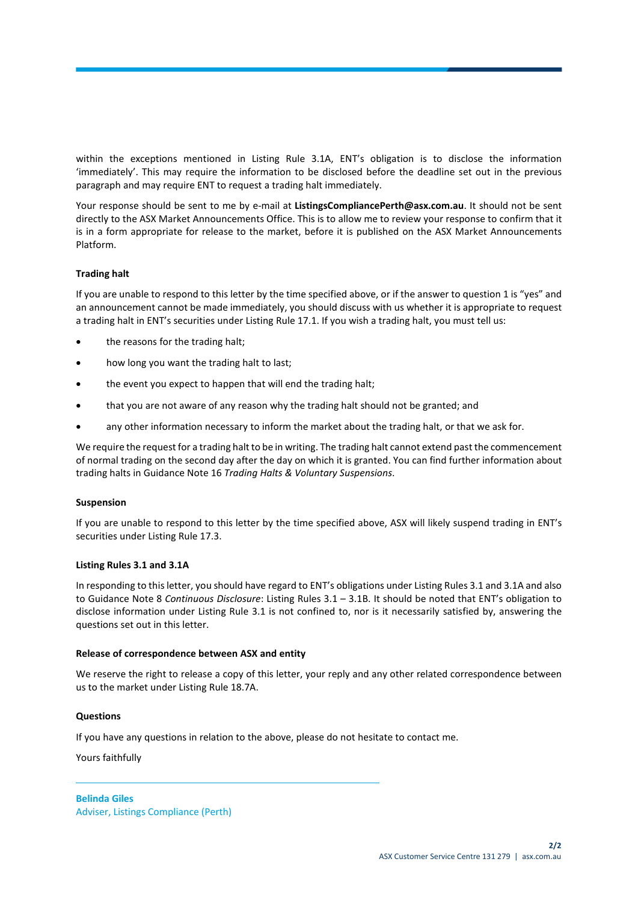within the exceptions mentioned in Listing Rule 3.1A, ENT's obligation is to disclose the information 'immediately'. This may require the information to be disclosed before the deadline set out in the previous paragraph and may require ENT to request a trading halt immediately.

Your response should be sent to me by e-mail at **ListingsCompliancePerth@asx.com.au**. It should not be sent directly to the ASX Market Announcements Office. This is to allow me to review your response to confirm that it is in a form appropriate for release to the market, before it is published on the ASX Market Announcements Platform.

**Trading halt**

If you are unable to respond to this letter by the time specified above, or if the answer to question 1 is "yes" and an announcement cannot be made immediately, you should discuss with us whether it is appropriate to request a trading halt in ENT's securities under Listing Rule 17.1. If you wish a trading halt, you must tell us:

- the reasons for the trading halt;
- how long you want the trading halt to last;
- the event you expect to happen that will end the trading halt;
- that you are not aware of any reason why the trading halt should not be granted; and
- any other information necessary to inform the market about the trading halt, or that we ask for.

We require the request for a trading halt to be in writing. The trading halt cannot extend past the commencement of normal trading on the second day after the day on which it is granted. You can find further information about trading halts in Guidance Note 16 *Trading Halts & Voluntary Suspensions*.

**Suspension**

If you are unable to respond to this letter by the time specified above, ASX will likely suspend trading in ENT's securities under Listing Rule 17.3.

**Listing Rules 3.1 and 3.1A**

In responding to this letter, you should have regard to ENT's obligations under Listing Rules 3.1 and 3.1A and also to Guidance Note 8 *Continuous Disclosure*: Listing Rules 3.1 – 3.1B. It should be noted that ENT's obligation to disclose information under Listing Rule 3.1 is not confined to, nor is it necessarily satisfied by, answering the questions set out in this letter.

**Release of correspondence between ASX and entity**

We reserve the right to release a copy of this letter, your reply and any other related correspondence between us to the market under Listing Rule 18.7A.

**Questions**

If you have any questions in relation to the above, please do not hesitate to contact me.

Yours faithfully

**Belinda Giles**
Adviser, Listings Compliance (Perth)